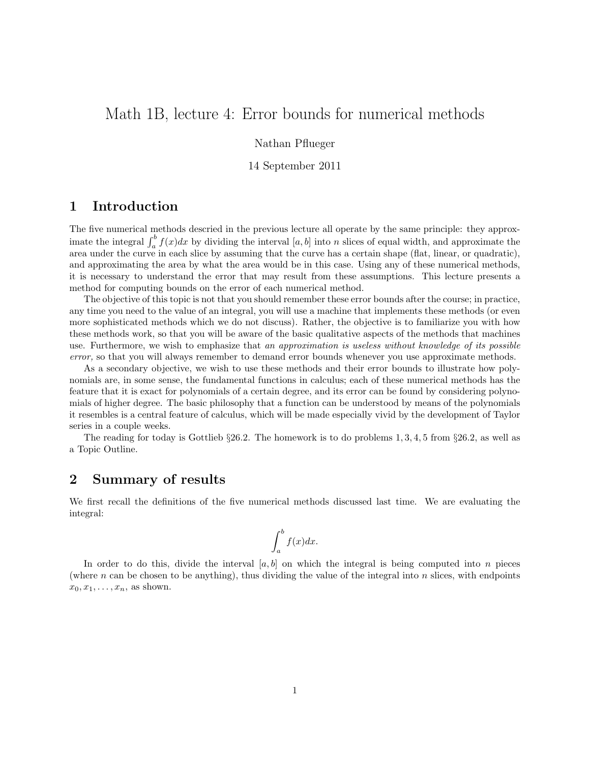# Math 1B, lecture 4: Error bounds for numerical methods

Nathan Pflueger

14 September 2011

## 1 Introduction

The five numerical methods descried in the previous lecture all operate by the same principle: they approximate the integral $\int_a^b f(x)dx$ by dividing the interval $[a, b]$ into $n$ slices of equal width, and approximate the area under the curve in each slice by assuming that the curve has a certain shape (flat, linear, or quadratic), and approximating the area by what the area would be in this case. Using any of these numerical methods, it is necessary to understand the error that may result from these assumptions. This lecture presents a method for computing bounds on the error of each numerical method.

The objective of this topic is not that you should remember these error bounds after the course; in practice, any time you need to the value of an integral, you will use a machine that implements these methods (or even more sophisticated methods which we do not discuss). Rather, the objective is to familiarize you with how these methods work, so that you will be aware of the basic qualitative aspects of the methods that machines use. Furthermore, we wish to emphasize that *an approximation is useless without knowledge of its possible error,* so that you will always remember to demand error bounds whenever you use approximate methods.

As a secondary objective, we wish to use these methods and their error bounds to illustrate how polynomials are, in some sense, the fundamental functions in calculus; each of these numerical methods has the feature that it is exact for polynomials of a certain degree, and its error can be found by considering polynomials of higher degree. The basic philosophy that a function can be understood by means of the polynomials it resembles is a central feature of calculus, which will be made especially vivid by the development of Taylor series in a couple weeks.

The reading for today is Gottlieb §26.2. The homework is to do problems 1, 3, 4, 5 from §26.2, as well as a Topic Outline.

## 2 Summary of results

We first recall the definitions of the five numerical methods discussed last time. We are evaluating the integral:

$$\int_a^b f(x)dx.$$

In order to do this, divide the interval $[a, b]$ on which the integral is being computed into $n$ pieces (where $n$ can be chosen to be anything), thus dividing the value of the integral into $n$ slices, with endpoints $x_0, x_1, \ldots, x_n$, as shown.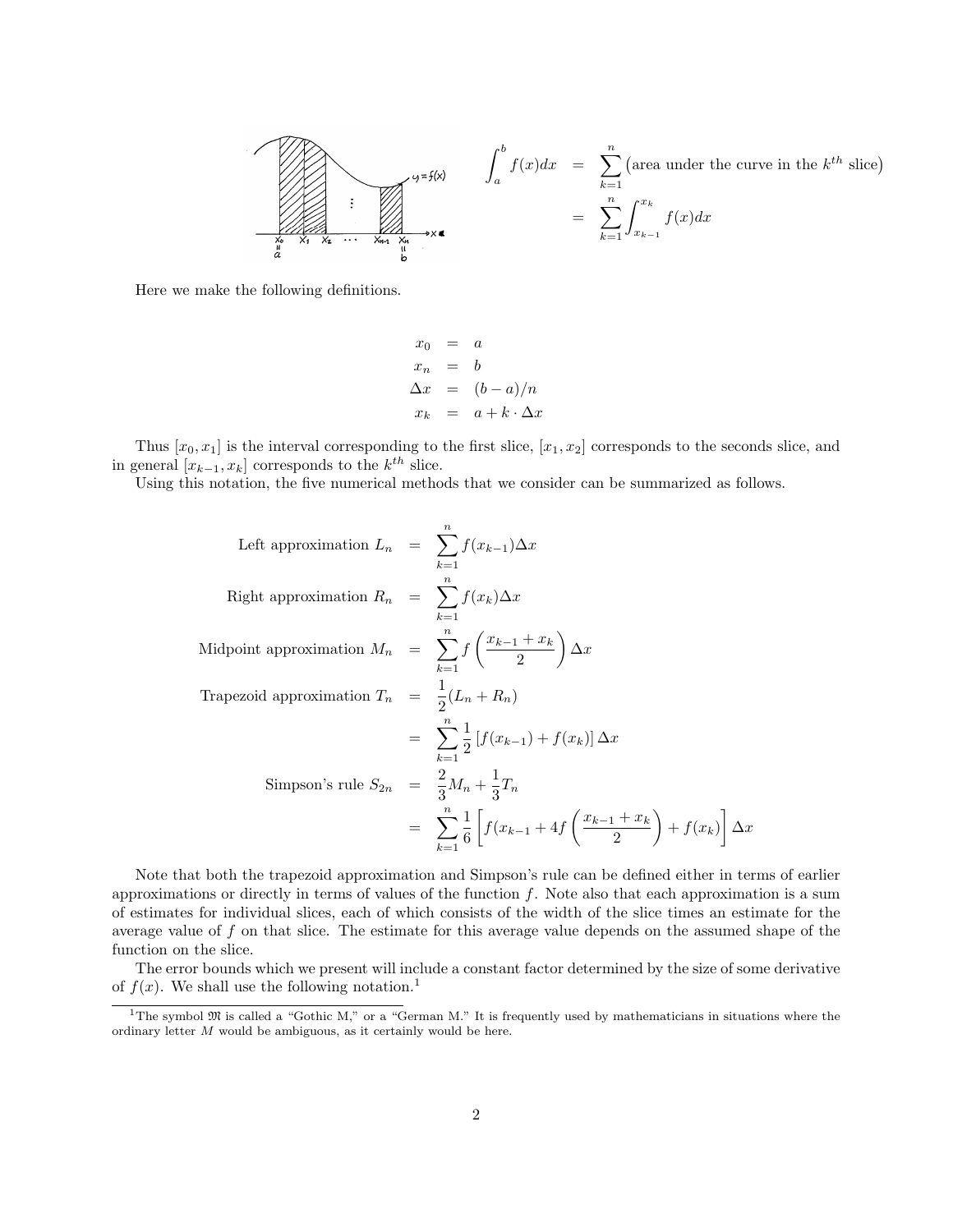$$\int_a^b f(x)dx = \sum_{k=1}^{n} \big(\text{area under the curve in the } k^{th} \text{ slice}\big)$$
$$= \sum_{k=1}^{n} \int_{x_{k-1}}^{x_k} f(x)dx$$

Here we make the following definitions.

$$
\begin{aligned}
x_0 &= a \\
x_n &= b \\
\Delta x &= (b-a)/n \\
x_k &= a + k \cdot \Delta x
\end{aligned}
$$

Thus $[x_0, x_1]$ is the interval corresponding to the first slice, $[x_1, x_2]$ corresponds to the seconds slice, and in general $[x_{k-1}, x_k]$ corresponds to the $k^{th}$ slice.

Using this notation, the five numerical methods that we consider can be summarized as follows.

$$
\begin{aligned}
\text{Left approximation } L_n &= \sum_{k=1}^{n} f(x_{k-1})\Delta x \\
\text{Right approximation } R_n &= \sum_{k=1}^{n} f(x_k)\Delta x \\
\text{Midpoint approximation } M_n &= \sum_{k=1}^{n} f\left(\frac{x_{k-1}+x_k}{2}\right)\Delta x \\
\text{Trapezoid approximation } T_n &= \frac{1}{2}(L_n + R_n) \\
&= \sum_{k=1}^{n} \frac{1}{2}\left[f(x_{k-1}) + f(x_k)\right]\Delta x \\
\text{Simpson's rule } S_{2n} &= \frac{2}{3}M_n + \frac{1}{3}T_n \\
&= \sum_{k=1}^{n} \frac{1}{6}\left[f(x_{k-1} + 4f\left(\frac{x_{k-1}+x_k}{2}\right) + f(x_k)\right]\Delta x
\end{aligned}
$$

Note that both the trapezoid approximation and Simpson's rule can be defined either in terms of earlier approximations or directly in terms of values of the function $f$. Note also that each approximation is a sum of estimates for individual slices, each of which consists of the width of the slice times an estimate for the average value of $f$ on that slice. The estimate for this average value depends on the assumed shape of the function on the slice.

The error bounds which we present will include a constant factor determined by the size of some derivative of $f(x)$. We shall use the following notation.[1]

[1] The symbol $\mathfrak{M}$ is called a "Gothic M," or a "German M." It is frequently used by mathematicians in situations where the ordinary letter $M$ would be ambiguous, as it certainly would be here.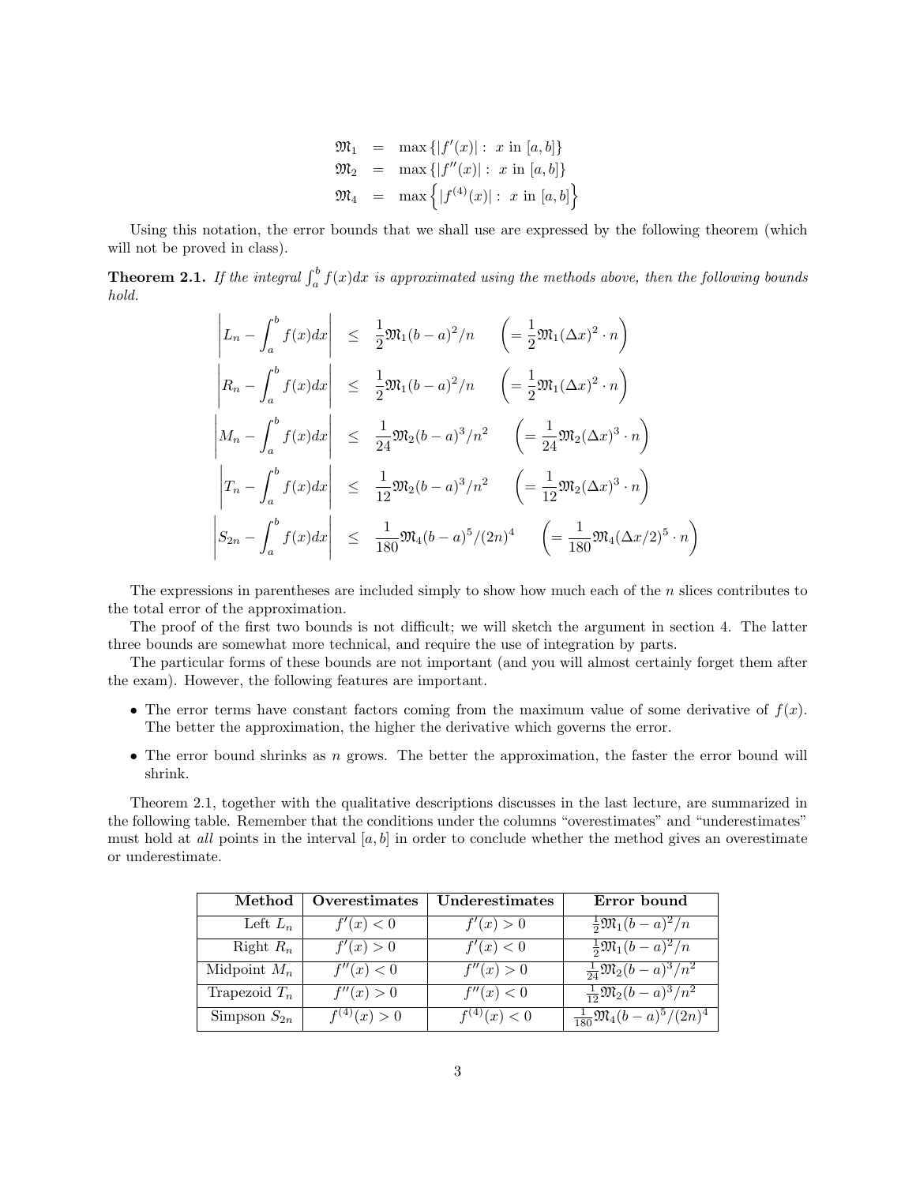$$
\begin{aligned}
\mathfrak{M}_1 &= \max\{|f'(x)| : \ x \text{ in } [a,b]\} \\
\mathfrak{M}_2 &= \max\{|f''(x)| : \ x \text{ in } [a,b]\} \\
\mathfrak{M}_4 &= \max\left\{|f^{(4)}(x)| : \ x \text{ in } [a,b]\right\}
\end{aligned}
$$

Using this notation, the error bounds that we shall use are expressed by the following theorem (which will not be proved in class).

**Theorem 2.1.** *If the integral $\int_a^b f(x)dx$ is approximated using the methods above, then the following bounds hold.*

$$
\begin{aligned}
\left| L_n - \int_a^b f(x)dx \right| &\leq \frac{1}{2}\mathfrak{M}_1 (b-a)^2/n \qquad \left( = \frac{1}{2}\mathfrak{M}_1 (\Delta x)^2 \cdot n \right) \\
\left| R_n - \int_a^b f(x)dx \right| &\leq \frac{1}{2}\mathfrak{M}_1 (b-a)^2/n \qquad \left( = \frac{1}{2}\mathfrak{M}_1 (\Delta x)^2 \cdot n \right) \\
\left| M_n - \int_a^b f(x)dx \right| &\leq \frac{1}{24}\mathfrak{M}_2 (b-a)^3/n^2 \qquad \left( = \frac{1}{24}\mathfrak{M}_2 (\Delta x)^3 \cdot n \right) \\
\left| T_n - \int_a^b f(x)dx \right| &\leq \frac{1}{12}\mathfrak{M}_2 (b-a)^3/n^2 \qquad \left( = \frac{1}{12}\mathfrak{M}_2 (\Delta x)^3 \cdot n \right) \\
\left| S_{2n} - \int_a^b f(x)dx \right| &\leq \frac{1}{180}\mathfrak{M}_4 (b-a)^5/(2n)^4 \qquad \left( = \frac{1}{180}\mathfrak{M}_4 (\Delta x/2)^5 \cdot n \right)
\end{aligned}
$$

The expressions in parentheses are included simply to show how much each of the $n$ slices contributes to the total error of the approximation.

The proof of the first two bounds is not difficult; we will sketch the argument in section 4. The latter three bounds are somewhat more technical, and require the use of integration by parts.

The particular forms of these bounds are not important (and you will almost certainly forget them after the exam). However, the following features are important.

- The error terms have constant factors coming from the maximum value of some derivative of $f(x)$. The better the approximation, the higher the derivative which governs the error.
- The error bound shrinks as $n$ grows. The better the approximation, the faster the error bound will shrink.

Theorem 2.1, together with the qualitative descriptions discusses in the last lecture, are summarized in the following table. Remember that the conditions under the columns "overestimates" and "underestimates" must hold at *all* points in the interval $[a,b]$ in order to conclude whether the method gives an overestimate or underestimate.

| **Method** | **Overestimates** | **Underestimates** | **Error bound** |
|---:|:---:|:---:|:---:|
| Left $L_n$ | $f'(x) < 0$ | $f'(x) > 0$ | $\frac{1}{2}\mathfrak{M}_1(b-a)^2/n$ |
| Right $R_n$ | $f'(x) > 0$ | $f'(x) < 0$ | $\frac{1}{2}\mathfrak{M}_1(b-a)^2/n$ |
| Midpoint $M_n$ | $f''(x) < 0$ | $f''(x) > 0$ | $\frac{1}{24}\mathfrak{M}_2(b-a)^3/n^2$ |
| Trapezoid $T_n$ | $f''(x) > 0$ | $f''(x) < 0$ | $\frac{1}{12}\mathfrak{M}_2(b-a)^3/n^2$ |
| Simpson $S_{2n}$ | $f^{(4)}(x) > 0$ | $f^{(4)}(x) < 0$ | $\frac{1}{180}\mathfrak{M}_4(b-a)^5/(2n)^4$ |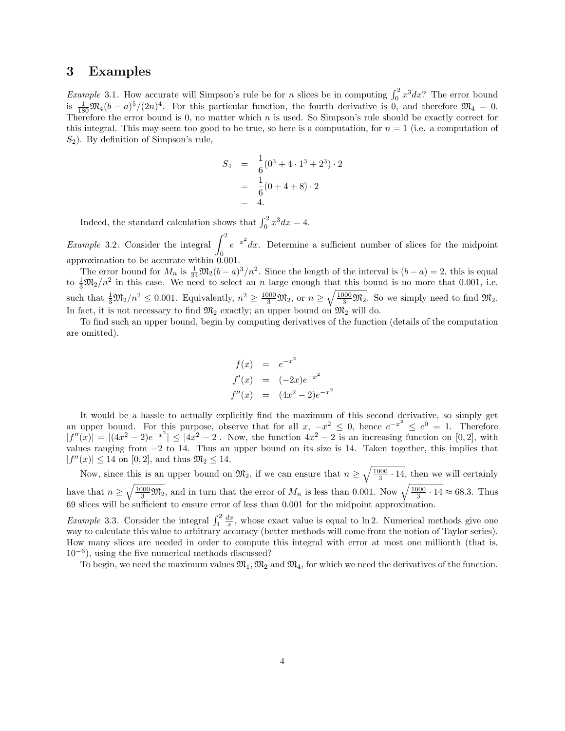## 3 Examples

*Example* 3.1. How accurate will Simpson's rule be for $n$ slices be in computing $\int_0^2 x^3 dx$? The error bound is $\frac{1}{180}\mathfrak{M}_4(b-a)^5/(2n)^4$. For this particular function, the fourth derivative is 0, and therefore $\mathfrak{M}_4 = 0$. Therefore the error bound is 0, no matter which $n$ is used. So Simpson's rule should be exactly correct for this integral. This may seem too good to be true, so here is a computation, for $n = 1$ (i.e. a computation of $S_2$). By definition of Simpson's rule,

$$
\begin{aligned}
S_4 &= \frac{1}{6}(0^3 + 4 \cdot 1^3 + 2^3) \cdot 2 \\
&= \frac{1}{6}(0 + 4 + 8) \cdot 2 \\
&= 4.
\end{aligned}
$$

Indeed, the standard calculation shows that $\int_0^2 x^3 dx = 4$.

*Example* 3.2. Consider the integral $\displaystyle\int_0^2 e^{-x^2} dx$. Determine a sufficient number of slices for the midpoint approximation to be accurate within 0.001.

The error bound for $M_n$ is $\frac{1}{24}\mathfrak{M}_2(b-a)^3/n^2$. Since the length of the interval is $(b-a) = 2$, this is equal to $\frac{1}{3}\mathfrak{M}_2/n^2$ in this case. We need to select an $n$ large enough that this bound is no more that 0.001, i.e. such that $\frac{1}{3}\mathfrak{M}_2/n^2 \leq 0.001$. Equivalently, $n^2 \geq \frac{1000}{3}\mathfrak{M}_2$, or $n \geq \sqrt{\frac{1000}{3}\mathfrak{M}_2}$. So we simply need to find $\mathfrak{M}_2$. In fact, it is not necessary to find $\mathfrak{M}_2$ exactly; an upper bound on $\mathfrak{M}_2$ will do.

To find such an upper bound, begin by computing derivatives of the function (details of the computation are omitted).

$$
\begin{aligned}
f(x) &= e^{-x^2} \\
f'(x) &= (-2x)e^{-x^2} \\
f''(x) &= (4x^2 - 2)e^{-x^2}
\end{aligned}
$$

It would be a hassle to actually explicitly find the maximum of this second derivative, so simply get an upper bound. For this purpose, observe that for all $x$, $-x^2 \leq 0$, hence $e^{-x^2} \leq e^0 = 1$. Therefore $|f''(x)| = |(4x^2 - 2)e^{-x^2}| \leq |4x^2 - 2|$. Now, the function $4x^2 - 2$ is an increasing function on $[0, 2]$, with values ranging from $-2$ to 14. Thus an upper bound on its size is 14. Taken together, this implies that $|f''(x)| \leq 14$ on $[0, 2]$, and thus $\mathfrak{M}_2 \leq 14$.

Now, since this is an upper bound on $\mathfrak{M}_2$, if we can ensure that $n \geq \sqrt{\frac{1000}{3} \cdot 14}$, then we will certainly have that $n \geq \sqrt{\frac{1000}{3}\mathfrak{M}_2}$, and in turn that the error of $M_n$ is less than 0.001. Now $\sqrt{\frac{1000}{3} \cdot 14} \approx 68.3$. Thus 69 slices will be sufficient to ensure error of less than 0.001 for the midpoint approximation.

*Example* 3.3. Consider the integral $\int_1^2 \frac{dx}{x}$, whose exact value is equal to $\ln 2$. Numerical methods give one way to calculate this value to arbitrary accuracy (better methods will come from the notion of Taylor series). How many slices are needed in order to compute this integral with error at most one millionth (that is, $10^{-6}$), using the five numerical methods discussed?

To begin, we need the maximum values $\mathfrak{M}_1, \mathfrak{M}_2$ and $\mathfrak{M}_4$, for which we need the derivatives of the function.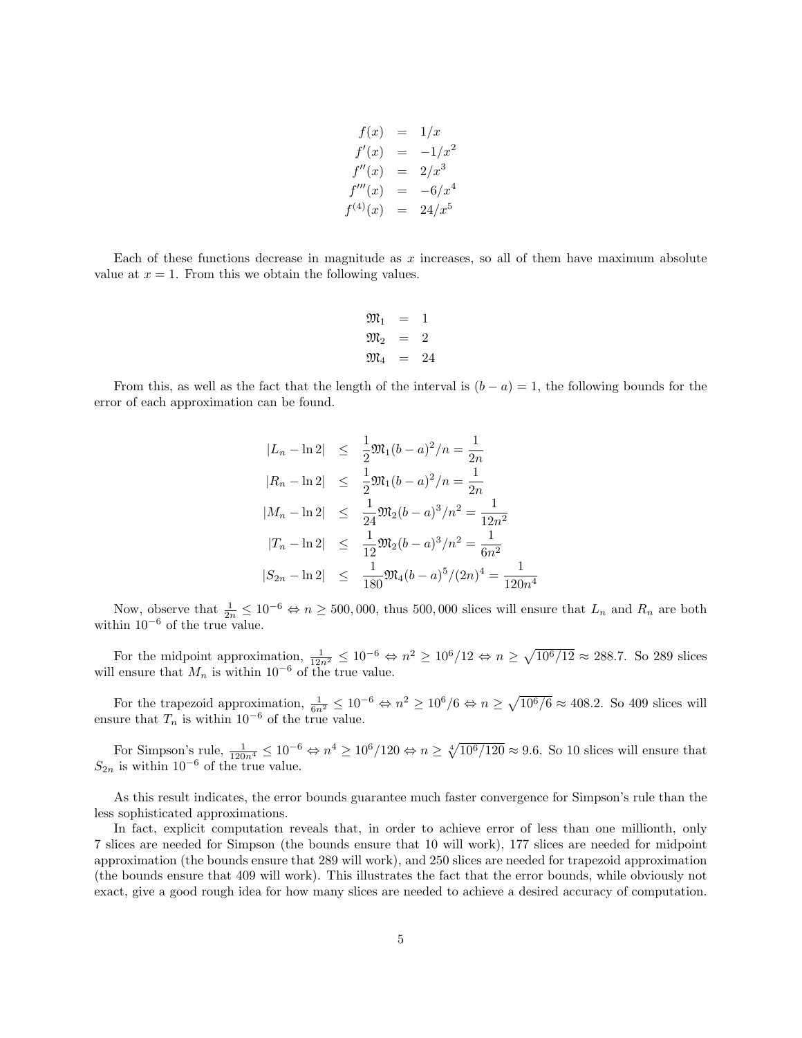$$
\begin{aligned}
f(x) &= 1/x \\
f'(x) &= -1/x^2 \\
f''(x) &= 2/x^3 \\
f'''(x) &= -6/x^4 \\
f^{(4)}(x) &= 24/x^5
\end{aligned}
$$

Each of these functions decrease in magnitude as $x$ increases, so all of them have maximum absolute value at $x = 1$. From this we obtain the following values.

$$
\begin{aligned}
\mathfrak{M}_1 &= 1 \\
\mathfrak{M}_2 &= 2 \\
\mathfrak{M}_4 &= 24
\end{aligned}
$$

From this, as well as the fact that the length of the interval is $(b - a) = 1$, the following bounds for the error of each approximation can be found.

$$
\begin{aligned}
|L_n - \ln 2| &\leq \frac{1}{2}\mathfrak{M}_1(b-a)^2/n = \frac{1}{2n} \\
|R_n - \ln 2| &\leq \frac{1}{2}\mathfrak{M}_1(b-a)^2/n = \frac{1}{2n} \\
|M_n - \ln 2| &\leq \frac{1}{24}\mathfrak{M}_2(b-a)^3/n^2 = \frac{1}{12n^2} \\
|T_n - \ln 2| &\leq \frac{1}{12}\mathfrak{M}_2(b-a)^3/n^2 = \frac{1}{6n^2} \\
|S_{2n} - \ln 2| &\leq \frac{1}{180}\mathfrak{M}_4(b-a)^5/(2n)^4 = \frac{1}{120n^4}
\end{aligned}
$$

Now, observe that $\frac{1}{2n} \leq 10^{-6} \Leftrightarrow n \geq 500{,}000$, thus $500{,}000$ slices will ensure that $L_n$ and $R_n$ are both within $10^{-6}$ of the true value.

For the midpoint approximation, $\frac{1}{12n^2} \leq 10^{-6} \Leftrightarrow n^2 \geq 10^6/12 \Leftrightarrow n \geq \sqrt{10^6/12} \approx 288.7$. So 289 slices will ensure that $M_n$ is within $10^{-6}$ of the true value.

For the trapezoid approximation, $\frac{1}{6n^2} \leq 10^{-6} \Leftrightarrow n^2 \geq 10^6/6 \Leftrightarrow n \geq \sqrt{10^6/6} \approx 408.2$. So 409 slices will ensure that $T_n$ is within $10^{-6}$ of the true value.

For Simpson's rule, $\frac{1}{120n^4} \leq 10^{-6} \Leftrightarrow n^4 \geq 10^6/120 \Leftrightarrow n \geq \sqrt[4]{10^6/120} \approx 9.6$. So 10 slices will ensure that $S_{2n}$ is within $10^{-6}$ of the true value.

As this result indicates, the error bounds guarantee much faster convergence for Simpson's rule than the less sophisticated approximations.

In fact, explicit computation reveals that, in order to achieve error of less than one millionth, only 7 slices are needed for Simpson (the bounds ensure that 10 will work), 177 slices are needed for midpoint approximation (the bounds ensure that 289 will work), and 250 slices are needed for trapezoid approximation (the bounds ensure that 409 will work). This illustrates the fact that the error bounds, while obviously not exact, give a good rough idea for how many slices are needed to achieve a desired accuracy of computation.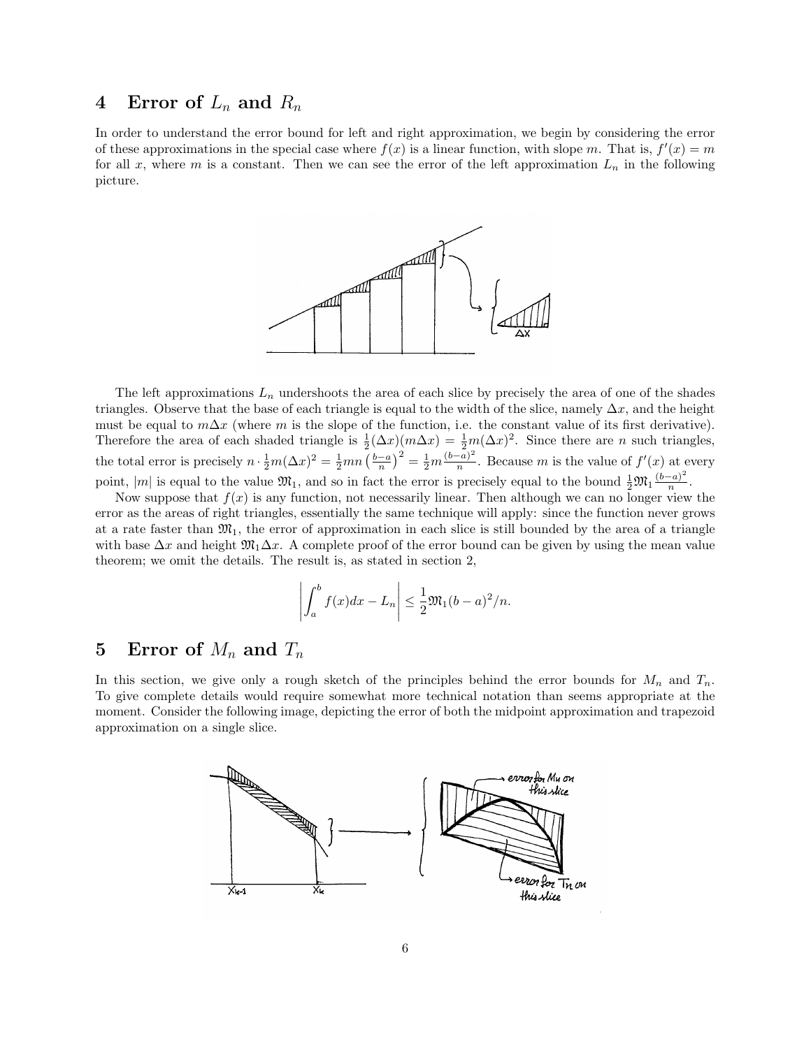## 4 Error of $L_n$ and $R_n$

In order to understand the error bound for left and right approximation, we begin by considering the error of these approximations in the special case where $f(x)$ is a linear function, with slope $m$. That is, $f'(x) = m$ for all $x$, where $m$ is a constant. Then we can see the error of the left approximation $L_n$ in the following picture.

The left approximations $L_n$ undershoots the area of each slice by precisely the area of one of the shades triangles. Observe that the base of each triangle is equal to the width of the slice, namely $\Delta x$, and the height must be equal to $m\Delta x$ (where $m$ is the slope of the function, i.e. the constant value of its first derivative). Therefore the area of each shaded triangle is $\frac{1}{2}(\Delta x)(m\Delta x) = \frac{1}{2}m(\Delta x)^2$. Since there are $n$ such triangles, the total error is precisely $n \cdot \frac{1}{2}m(\Delta x)^2 = \frac{1}{2}mn\left(\frac{b-a}{n}\right)^2 = \frac{1}{2}m\frac{(b-a)^2}{n}$. Because $m$ is the value of $f'(x)$ at every point, $|m|$ is equal to the value $\mathfrak{M}_1$, and so in fact the error is precisely equal to the bound $\frac{1}{2}\mathfrak{M}_1\frac{(b-a)^2}{n}$.

Now suppose that $f(x)$ is any function, not necessarily linear. Then although we can no longer view the error as the areas of right triangles, essentially the same technique will apply: since the function never grows at a rate faster than $\mathfrak{M}_1$, the error of approximation in each slice is still bounded by the area of a triangle with base $\Delta x$ and height $\mathfrak{M}_1\Delta x$. A complete proof of the error bound can be given by using the mean value theorem; we omit the details. The result is, as stated in section 2,

$$\left| \int_a^b f(x)dx - L_n \right| \leq \frac{1}{2}\mathfrak{M}_1(b-a)^2/n.$$

## 5 Error of $M_n$ and $T_n$

In this section, we give only a rough sketch of the principles behind the error bounds for $M_n$ and $T_n$. To give complete details would require somewhat more technical notation than seems appropriate at the moment. Consider the following image, depicting the error of both the midpoint approximation and trapezoid approximation on a single slice.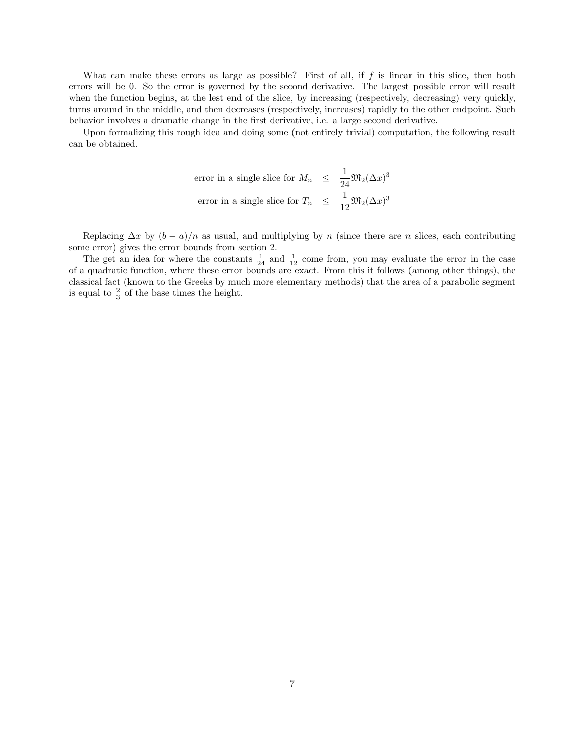What can make these errors as large as possible? First of all, if $f$ is linear in this slice, then both errors will be 0. So the error is governed by the second derivative. The largest possible error will result when the function begins, at the lest end of the slice, by increasing (respectively, decreasing) very quickly, turns around in the middle, and then decreases (respectively, increases) rapidly to the other endpoint. Such behavior involves a dramatic change in the first derivative, i.e. a large second derivative.

Upon formalizing this rough idea and doing some (not entirely trivial) computation, the following result can be obtained.

$$
\begin{aligned}
\text{error in a single slice for } M_n &\leq \frac{1}{24}\mathfrak{M}_2(\Delta x)^3 \\
\text{error in a single slice for } T_n &\leq \frac{1}{12}\mathfrak{M}_2(\Delta x)^3
\end{aligned}
$$

Replacing $\Delta x$ by $(b-a)/n$ as usual, and multiplying by $n$ (since there are $n$ slices, each contributing some error) gives the error bounds from section 2.

The get an idea for where the constants $\frac{1}{24}$ and $\frac{1}{12}$ come from, you may evaluate the error in the case of a quadratic function, where these error bounds are exact. From this it follows (among other things), the classical fact (known to the Greeks by much more elementary methods) that the area of a parabolic segment is equal to $\frac{2}{3}$ of the base times the height.